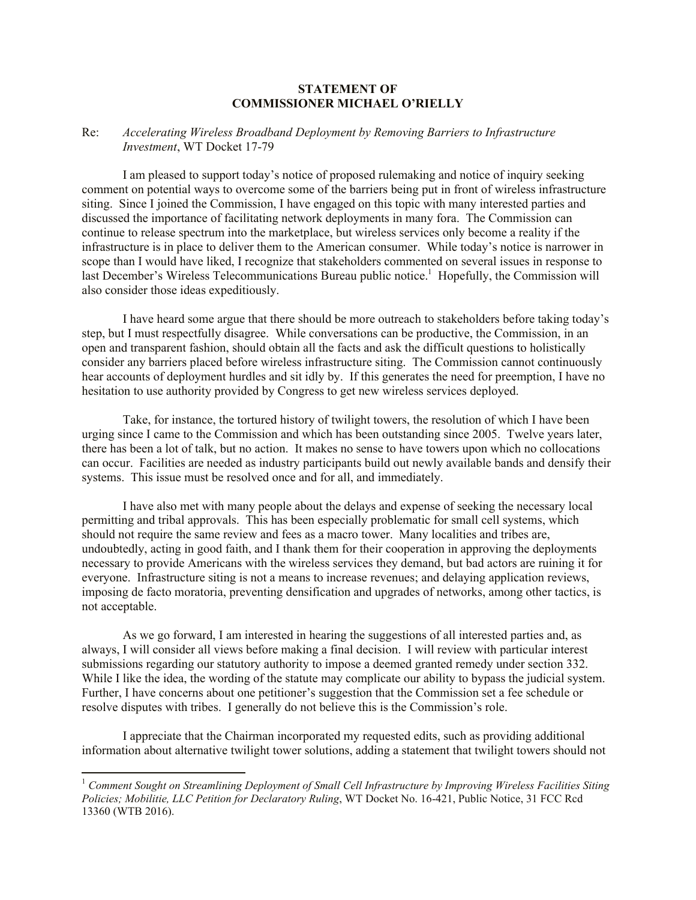**STATEMENT OF**
**COMMISSIONER MICHAEL O'RIELLY**

Re: *Accelerating Wireless Broadband Deployment by Removing Barriers to Infrastructure Investment*, WT Docket 17-79

I am pleased to support today's notice of proposed rulemaking and notice of inquiry seeking comment on potential ways to overcome some of the barriers being put in front of wireless infrastructure siting. Since I joined the Commission, I have engaged on this topic with many interested parties and discussed the importance of facilitating network deployments in many fora. The Commission can continue to release spectrum into the marketplace, but wireless services only become a reality if the infrastructure is in place to deliver them to the American consumer. While today's notice is narrower in scope than I would have liked, I recognize that stakeholders commented on several issues in response to last December's Wireless Telecommunications Bureau public notice.[1] Hopefully, the Commission will also consider those ideas expeditiously.

I have heard some argue that there should be more outreach to stakeholders before taking today's step, but I must respectfully disagree. While conversations can be productive, the Commission, in an open and transparent fashion, should obtain all the facts and ask the difficult questions to holistically consider any barriers placed before wireless infrastructure siting. The Commission cannot continuously hear accounts of deployment hurdles and sit idly by. If this generates the need for preemption, I have no hesitation to use authority provided by Congress to get new wireless services deployed.

Take, for instance, the tortured history of twilight towers, the resolution of which I have been urging since I came to the Commission and which has been outstanding since 2005. Twelve years later, there has been a lot of talk, but no action. It makes no sense to have towers upon which no collocations can occur. Facilities are needed as industry participants build out newly available bands and densify their systems. This issue must be resolved once and for all, and immediately.

I have also met with many people about the delays and expense of seeking the necessary local permitting and tribal approvals. This has been especially problematic for small cell systems, which should not require the same review and fees as a macro tower. Many localities and tribes are, undoubtedly, acting in good faith, and I thank them for their cooperation in approving the deployments necessary to provide Americans with the wireless services they demand, but bad actors are ruining it for everyone. Infrastructure siting is not a means to increase revenues; and delaying application reviews, imposing de facto moratoria, preventing densification and upgrades of networks, among other tactics, is not acceptable.

As we go forward, I am interested in hearing the suggestions of all interested parties and, as always, I will consider all views before making a final decision. I will review with particular interest submissions regarding our statutory authority to impose a deemed granted remedy under section 332. While I like the idea, the wording of the statute may complicate our ability to bypass the judicial system. Further, I have concerns about one petitioner's suggestion that the Commission set a fee schedule or resolve disputes with tribes. I generally do not believe this is the Commission's role.

I appreciate that the Chairman incorporated my requested edits, such as providing additional information about alternative twilight tower solutions, adding a statement that twilight towers should not

---

[1] *Comment Sought on Streamlining Deployment of Small Cell Infrastructure by Improving Wireless Facilities Siting Policies; Mobilitie, LLC Petition for Declaratory Ruling*, WT Docket No. 16-421, Public Notice, 31 FCC Rcd 13360 (WTB 2016).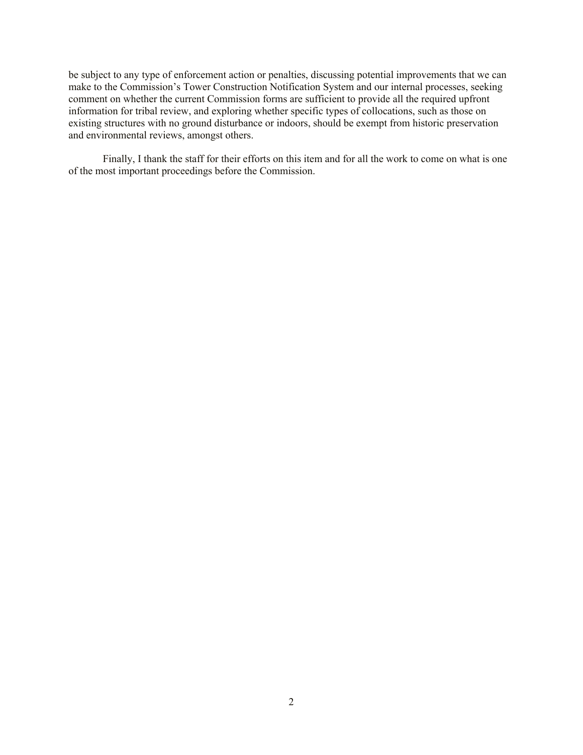be subject to any type of enforcement action or penalties, discussing potential improvements that we can make to the Commission's Tower Construction Notification System and our internal processes, seeking comment on whether the current Commission forms are sufficient to provide all the required upfront information for tribal review, and exploring whether specific types of collocations, such as those on existing structures with no ground disturbance or indoors, should be exempt from historic preservation and environmental reviews, amongst others.

Finally, I thank the staff for their efforts on this item and for all the work to come on what is one of the most important proceedings before the Commission.